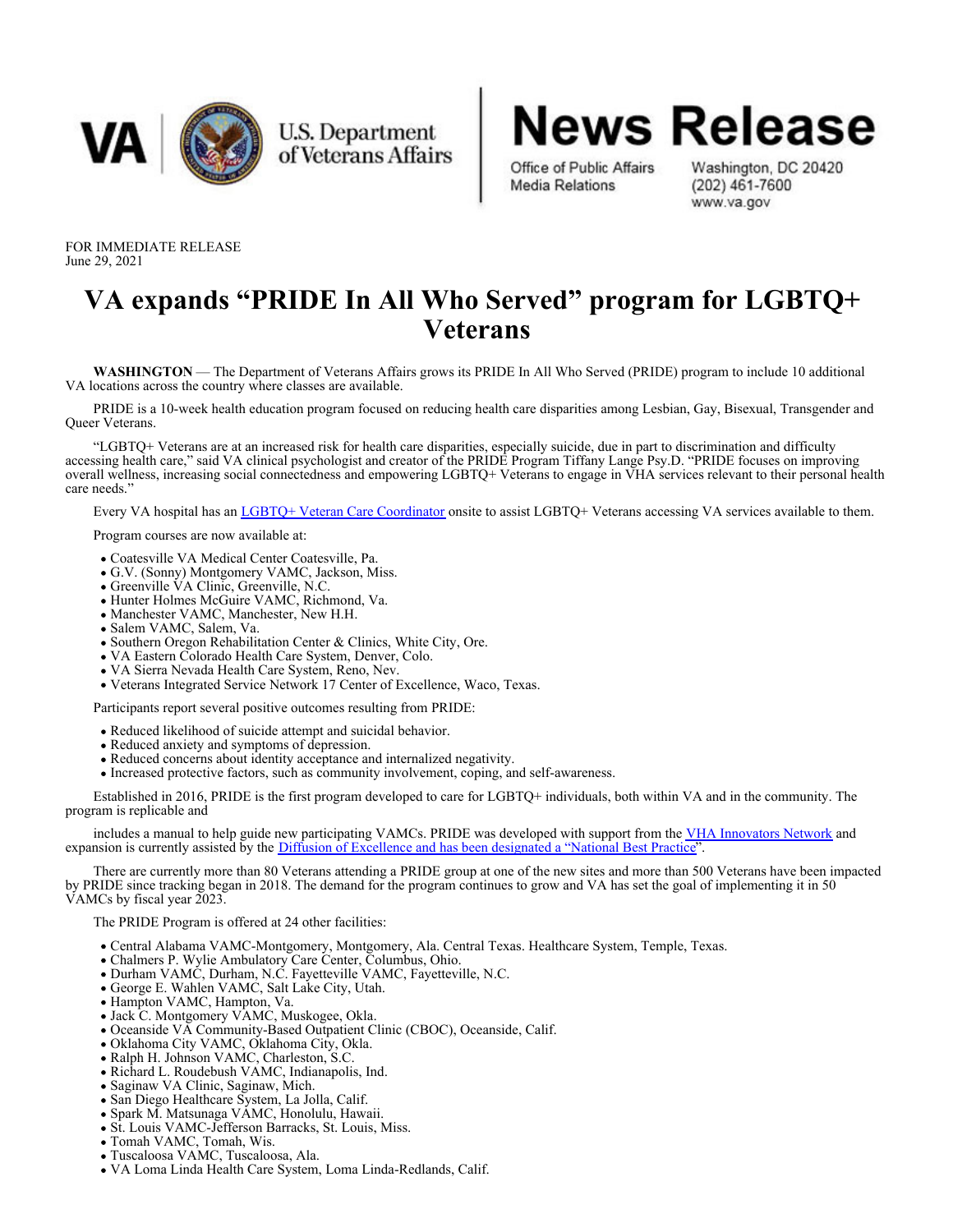VA | U.S. Department of Veterans Affairs

# News Release

Office of Public Affairs
Media Relations

Washington, DC 20420
(202) 461-7600
www.va.gov

FOR IMMEDIATE RELEASE
June 29, 2021

# VA expands "PRIDE In All Who Served" program for LGBTQ+ Veterans

**WASHINGTON** — The Department of Veterans Affairs grows its PRIDE In All Who Served (PRIDE) program to include 10 additional VA locations across the country where classes are available.

PRIDE is a 10-week health education program focused on reducing health care disparities among Lesbian, Gay, Bisexual, Transgender and Queer Veterans.

"LGBTQ+ Veterans are at an increased risk for health care disparities, especially suicide, due in part to discrimination and difficulty accessing health care," said VA clinical psychologist and creator of the PRIDE Program Tiffany Lange Psy.D. "PRIDE focuses on improving overall wellness, increasing social connectedness and empowering LGBTQ+ Veterans to engage in VHA services relevant to their personal health care needs."

Every VA hospital has an [LGBTQ+ Veteran Care Coordinator] onsite to assist LGBTQ+ Veterans accessing VA services available to them.

Program courses are now available at:

- Coatesville VA Medical Center Coatesville, Pa.
- G.V. (Sonny) Montgomery VAMC, Jackson, Miss.
- Greenville VA Clinic, Greenville, N.C.
- Hunter Holmes McGuire VAMC, Richmond, Va.
- Manchester VAMC, Manchester, New H.H.
- Salem VAMC, Salem, Va.
- Southern Oregon Rehabilitation Center & Clinics, White City, Ore.
- VA Eastern Colorado Health Care System, Denver, Colo.
- VA Sierra Nevada Health Care System, Reno, Nev.
- Veterans Integrated Service Network 17 Center of Excellence, Waco, Texas.

Participants report several positive outcomes resulting from PRIDE:

- Reduced likelihood of suicide attempt and suicidal behavior.
- Reduced anxiety and symptoms of depression.
- Reduced concerns about identity acceptance and internalized negativity.
- Increased protective factors, such as community involvement, coping, and self-awareness.

Established in 2016, PRIDE is the first program developed to care for LGBTQ+ individuals, both within VA and in the community. The program is replicable and

includes a manual to help guide new participating VAMCs. PRIDE was developed with support from the [VHA Innovators Network] and expansion is currently assisted by the [Diffusion of Excellence and has been designated a "National Best Practice]".

There are currently more than 80 Veterans attending a PRIDE group at one of the new sites and more than 500 Veterans have been impacted by PRIDE since tracking began in 2018. The demand for the program continues to grow and VA has set the goal of implementing it in 50 VAMCs by fiscal year 2023.

The PRIDE Program is offered at 24 other facilities:

- Central Alabama VAMC-Montgomery, Montgomery, Ala. Central Texas. Healthcare System, Temple, Texas.
- Chalmers P. Wylie Ambulatory Care Center, Columbus, Ohio.
- Durham VAMC, Durham, N.C. Fayetteville VAMC, Fayetteville, N.C.
- George E. Wahlen VAMC, Salt Lake City, Utah.
- Hampton VAMC, Hampton, Va.
- Jack C. Montgomery VAMC, Muskogee, Okla.
- Oceanside VA Community-Based Outpatient Clinic (CBOC), Oceanside, Calif.
- Oklahoma City VAMC, Oklahoma City, Okla.
- Ralph H. Johnson VAMC, Charleston, S.C.
- Richard L. Roudebush VAMC, Indianapolis, Ind.
- Saginaw VA Clinic, Saginaw, Mich.
- San Diego Healthcare System, La Jolla, Calif.
- Spark M. Matsunaga VAMC, Honolulu, Hawaii.
- St. Louis VAMC-Jefferson Barracks, St. Louis, Miss.
- Tomah VAMC, Tomah, Wis.
- Tuscaloosa VAMC, Tuscaloosa, Ala.
- VA Loma Linda Health Care System, Loma Linda-Redlands, Calif.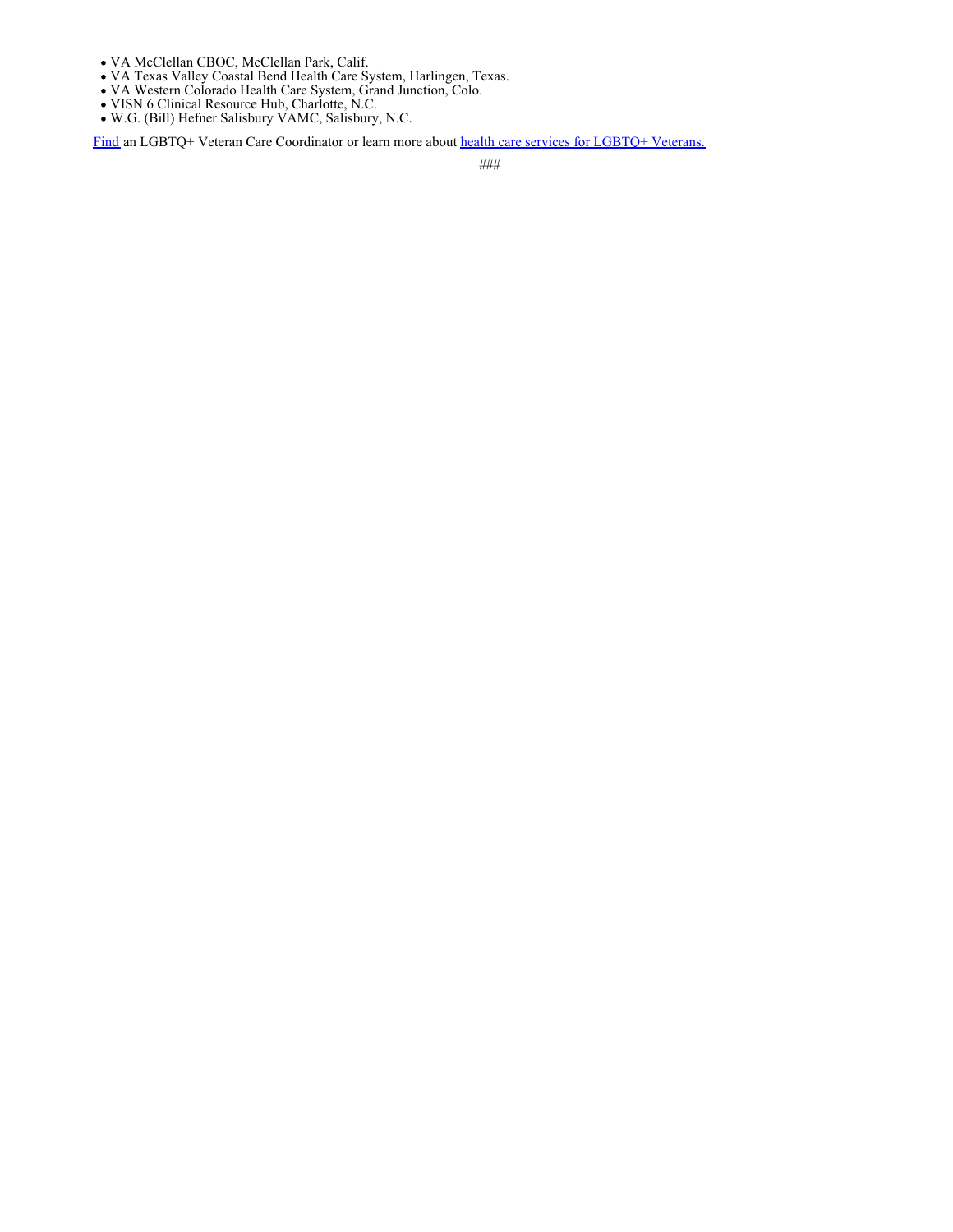- VA McClellan CBOC, McClellan Park, Calif.
- VA Texas Valley Coastal Bend Health Care System, Harlingen, Texas.
- VA Western Colorado Health Care System, Grand Junction, Colo.
- VISN 6 Clinical Resource Hub, Charlotte, N.C.
- W.G. (Bill) Hefner Salisbury VAMC, Salisbury, N.C.

Find an LGBTQ+ Veteran Care Coordinator or learn more about health care services for LGBTQ+ Veterans.

###